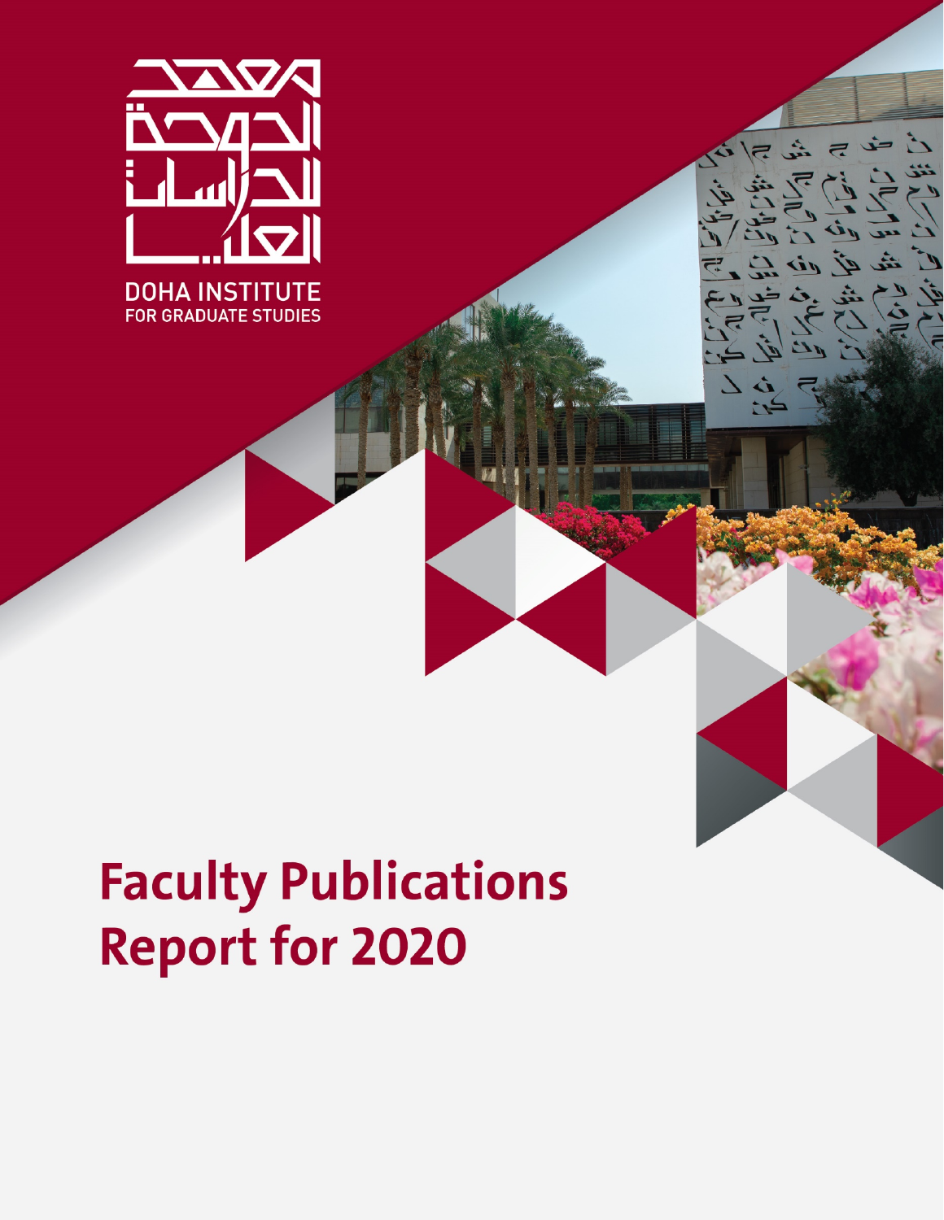معهد الدوحة للدراسات العليا

DOHA INSTITUTE
FOR GRADUATE STUDIES

# Faculty Publications Report for 2020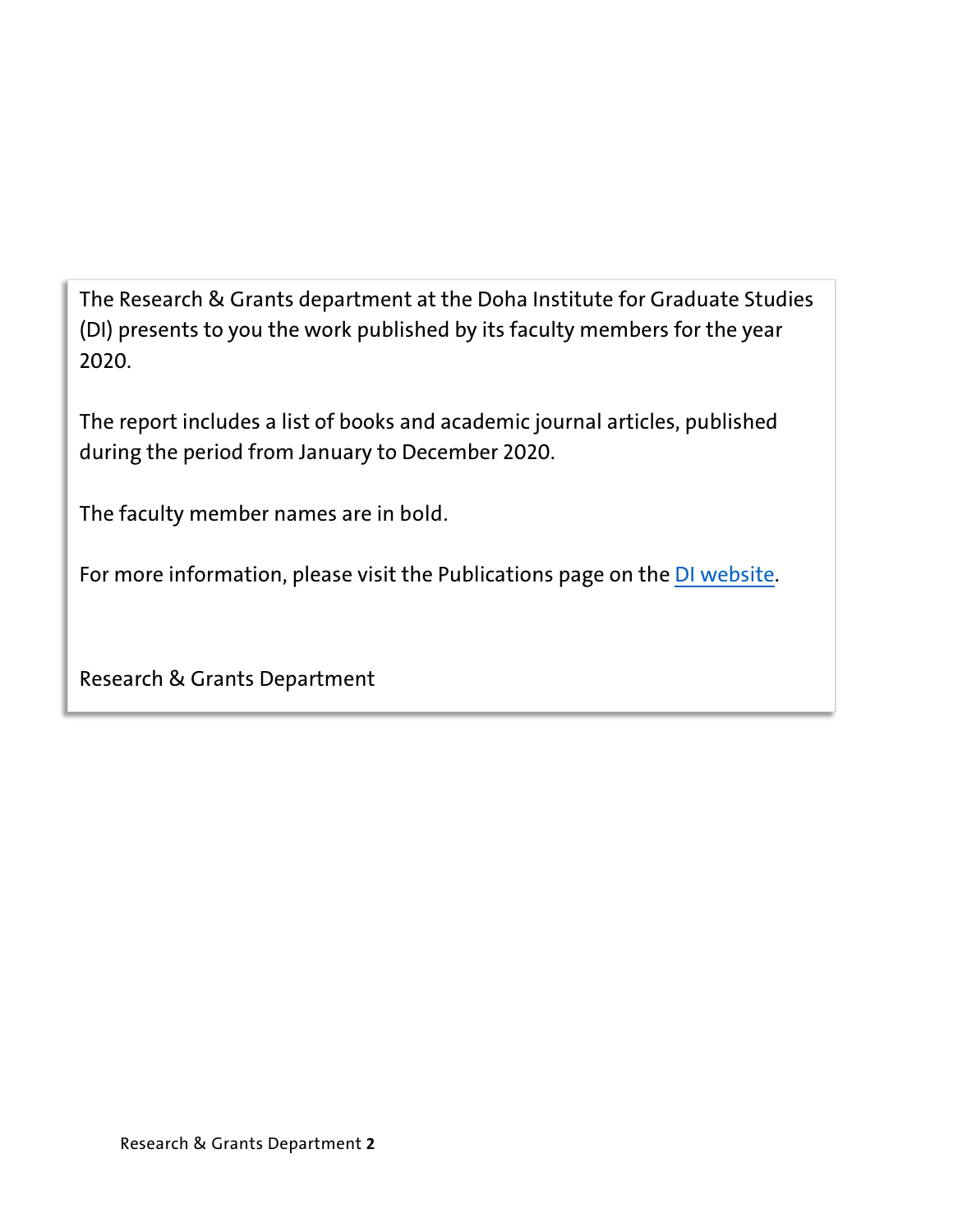The Research & Grants department at the Doha Institute for Graduate Studies (DI) presents to you the work published by its faculty members for the year 2020.

The report includes a list of books and academic journal articles, published during the period from January to December 2020.

The faculty member names are in bold.

For more information, please visit the Publications page on the [DI website](#).

Research & Grants Department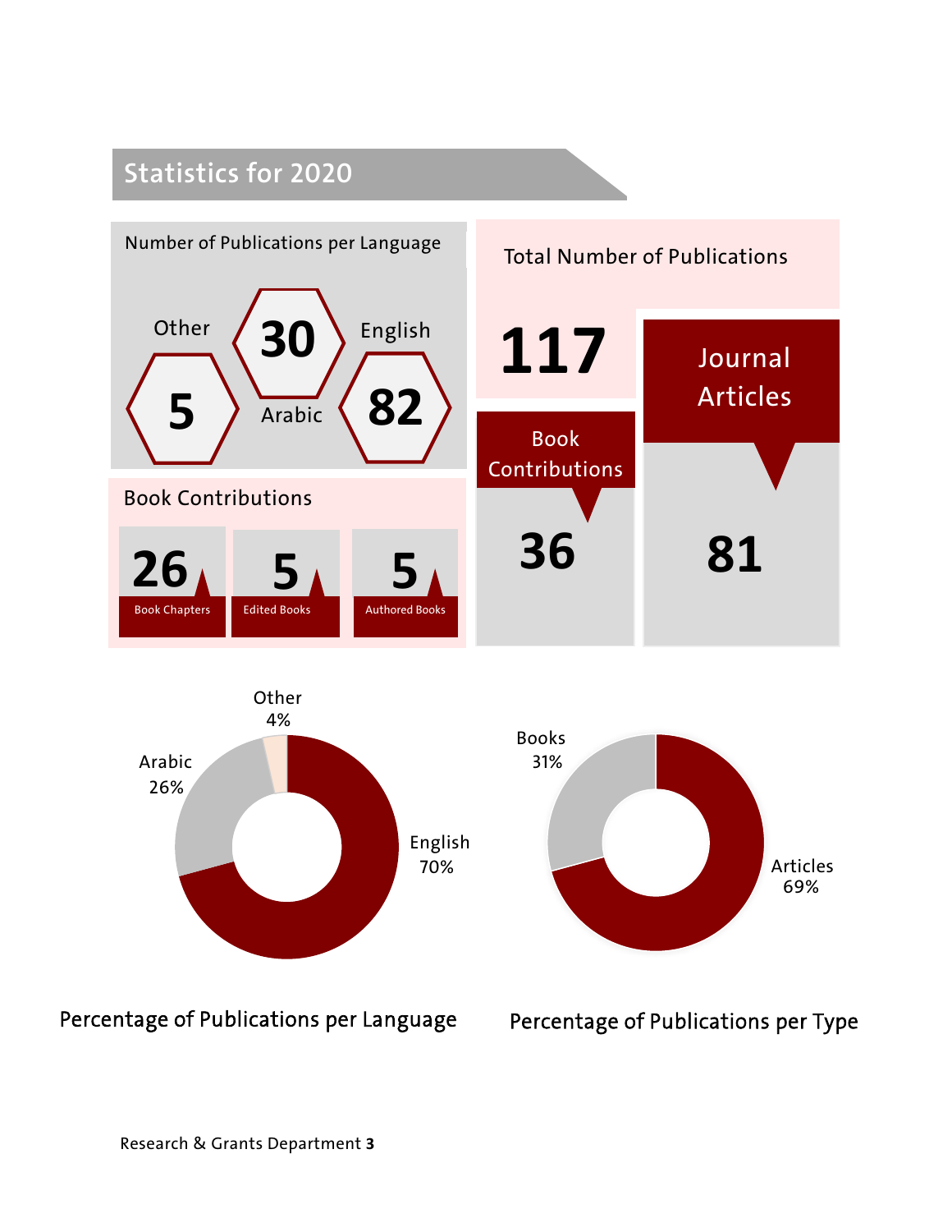## Statistics for 2020

### Number of Publications per Language

| Other | Arabic | English |
|---|---|---|
| 5 | 30 | 82 |

### Total Number of Publications

**117**

| Book Contributions | Journal Articles |
|---|---|
| 36 | 81 |

### Book Contributions

| Book Chapters | Edited Books | Authored Books |
|---|---|---|
| 26 | 5 | 5 |

Other 4%

Arabic 26%

English 70%

Percentage of Publications per Language

Books 31%

Articles 69%

Percentage of Publications per Type

Research & Grants Department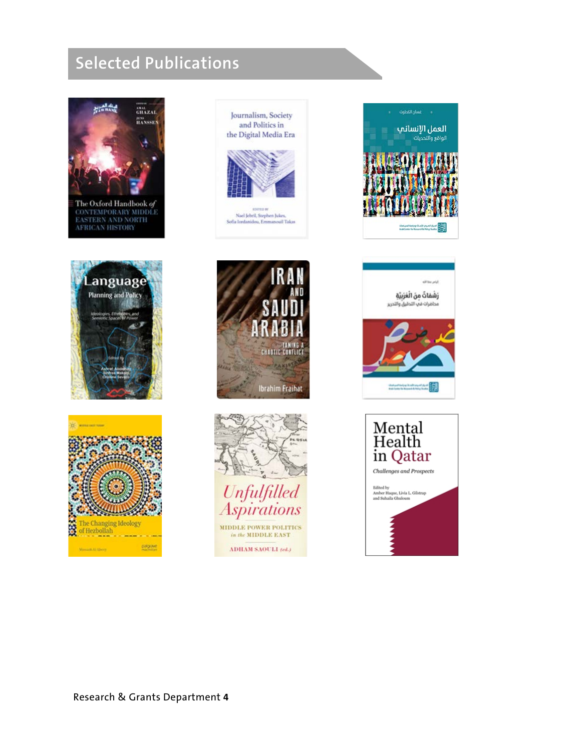## Selected Publications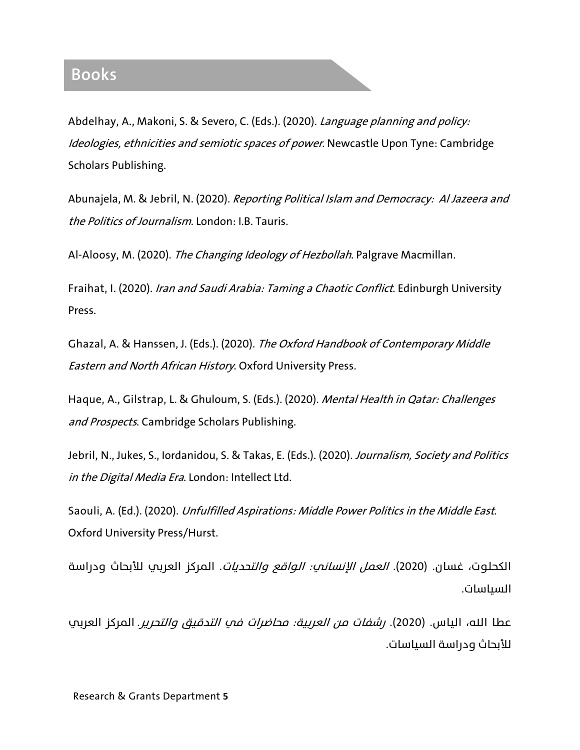## Books

Abdelhay, A., Makoni, S. & Severo, C. (Eds.). (2020). *Language planning and policy: Ideologies, ethnicities and semiotic spaces of power*. Newcastle Upon Tyne: Cambridge Scholars Publishing.

Abunajela, M. & Jebril, N. (2020). *Reporting Political Islam and Democracy: Al Jazeera and the Politics of Journalism*. London: I.B. Tauris.

Al-Aloosy, M. (2020). *The Changing Ideology of Hezbollah*. Palgrave Macmillan.

Fraihat, I. (2020). *Iran and Saudi Arabia: Taming a Chaotic Conflict*. Edinburgh University Press.

Ghazal, A. & Hanssen, J. (Eds.). (2020). *The Oxford Handbook of Contemporary Middle Eastern and North African History*. Oxford University Press.

Haque, A., Gilstrap, L. & Ghuloum, S. (Eds.). (2020). *Mental Health in Qatar: Challenges and Prospects*. Cambridge Scholars Publishing.

Jebril, N., Jukes, S., Iordanidou, S. & Takas, E. (Eds.). (2020). *Journalism, Society and Politics in the Digital Media Era*. London: Intellect Ltd.

Saouli, A. (Ed.). (2020). *Unfulfilled Aspirations: Middle Power Politics in the Middle East*. Oxford University Press/Hurst.

الكحلوت، غسان. (2020). *العمل الإنساني: الواقع والتحديات*. المركز العربي للأبحاث ودراسة السياسات.

عطا الله، الياس. (2020). *رشفات من العربية: محاضرات في التدقيق والتحرير*. المركز العربي للأبحاث ودراسة السياسات.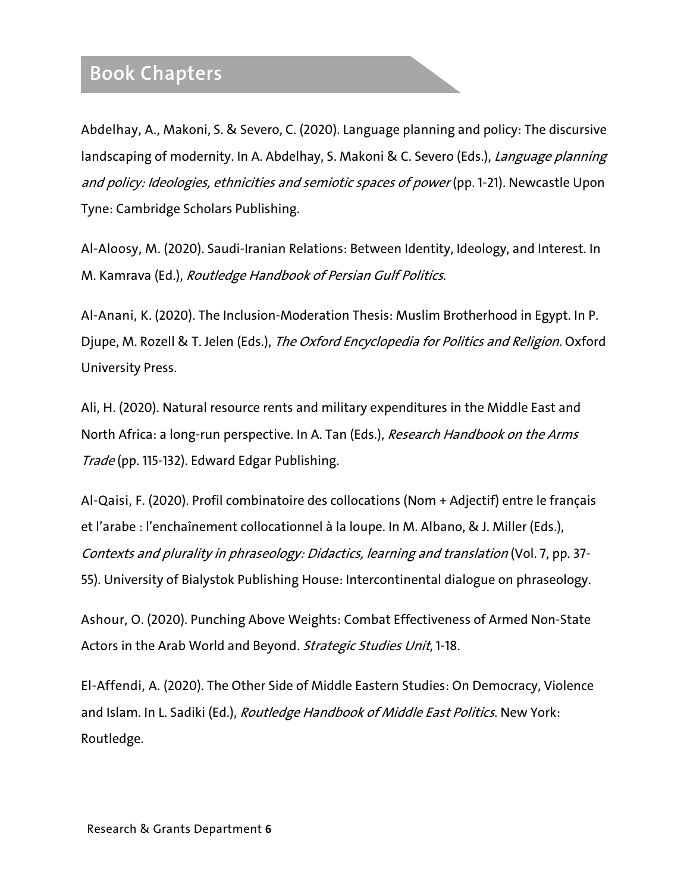## Book Chapters

Abdelhay, A., Makoni, S. & Severo, C. (2020). Language planning and policy: The discursive landscaping of modernity. In A. Abdelhay, S. Makoni & C. Severo (Eds.), *Language planning and policy: Ideologies, ethnicities and semiotic spaces of power* (pp. 1-21). Newcastle Upon Tyne: Cambridge Scholars Publishing.

Al-Aloosy, M. (2020). Saudi-Iranian Relations: Between Identity, Ideology, and Interest. In M. Kamrava (Ed.), *Routledge Handbook of Persian Gulf Politics*.

Al-Anani, K. (2020). The Inclusion-Moderation Thesis: Muslim Brotherhood in Egypt. In P. Djupe, M. Rozell & T. Jelen (Eds.), *The Oxford Encyclopedia for Politics and Religion.* Oxford University Press.

Ali, H. (2020). Natural resource rents and military expenditures in the Middle East and North Africa: a long-run perspective. In A. Tan (Eds.), *Research Handbook on the Arms Trade* (pp. 115-132). Edward Edgar Publishing.

Al-Qaisi, F. (2020). Profil combinatoire des collocations (Nom + Adjectif) entre le français et l'arabe : l'enchaînement collocationnel à la loupe. In M. Albano, & J. Miller (Eds.), *Contexts and plurality in phraseology: Didactics, learning and translation* (Vol. 7, pp. 37-55). University of Bialystok Publishing House: Intercontinental dialogue on phraseology.

Ashour, O. (2020). Punching Above Weights: Combat Effectiveness of Armed Non-State Actors in the Arab World and Beyond*. Strategic Studies Unit*, 1-18.

El-Affendi, A. (2020). The Other Side of Middle Eastern Studies: On Democracy, Violence and Islam. In L. Sadiki (Ed.), *Routledge Handbook of Middle East Politics*. New York: Routledge.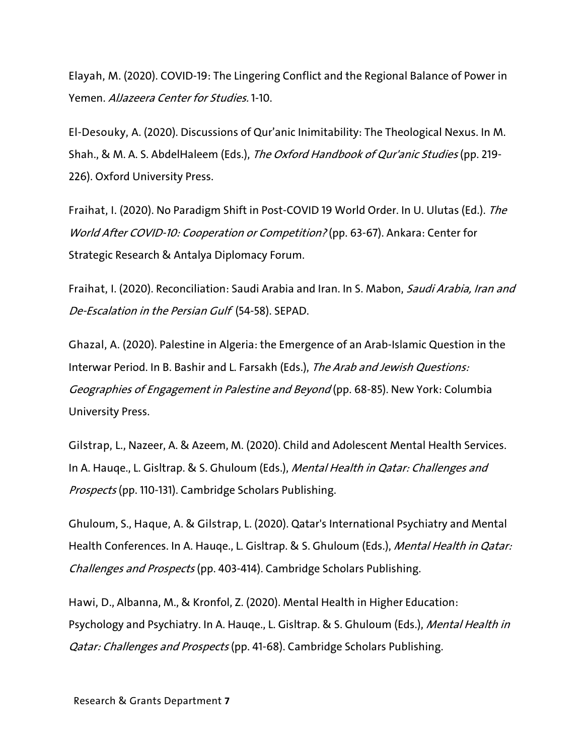Elayah, M. (2020). COVID-19: The Lingering Conflict and the Regional Balance of Power in Yemen. *AlJazeera Center for Studies.* 1-10.

El-Desouky, A. (2020). Discussions of Qur'anic Inimitability: The Theological Nexus. In M. Shah., & M. A. S. AbdelHaleem (Eds.), *The Oxford Handbook of Qur'anic Studies* (pp. 219-226). Oxford University Press.

Fraihat, I. (2020). No Paradigm Shift in Post-COVID 19 World Order. In U. Ulutas (Ed.). *The World After COVID-10: Cooperation or Competition?* (pp. 63-67). Ankara: Center for Strategic Research & Antalya Diplomacy Forum.

Fraihat, I. (2020). Reconciliation: Saudi Arabia and Iran. In S. Mabon, *Saudi Arabia, Iran and De-Escalation in the Persian Gulf* (54-58). SEPAD.

Ghazal, A. (2020). Palestine in Algeria: the Emergence of an Arab-Islamic Question in the Interwar Period. In B. Bashir and L. Farsakh (Eds.), *The Arab and Jewish Questions: Geographies of Engagement in Palestine and Beyond* (pp. 68-85). New York: Columbia University Press.

Gilstrap, L., Nazeer, A. & Azeem, M. (2020). Child and Adolescent Mental Health Services. In A. Hauqe., L. Gisltrap. & S. Ghuloum (Eds.), *Mental Health in Qatar: Challenges and Prospects* (pp. 110-131). Cambridge Scholars Publishing.

Ghuloum, S., Haque, A. & Gilstrap, L. (2020). Qatar's International Psychiatry and Mental Health Conferences. In A. Hauqe., L. Gisltrap. & S. Ghuloum (Eds.), *Mental Health in Qatar: Challenges and Prospects* (pp. 403-414). Cambridge Scholars Publishing.

Hawi, D., Albanna, M., & Kronfol, Z. (2020). Mental Health in Higher Education: Psychology and Psychiatry. In A. Hauqe., L. Gisltrap. & S. Ghuloum (Eds.), *Mental Health in Qatar: Challenges and Prospects* (pp. 41-68). Cambridge Scholars Publishing.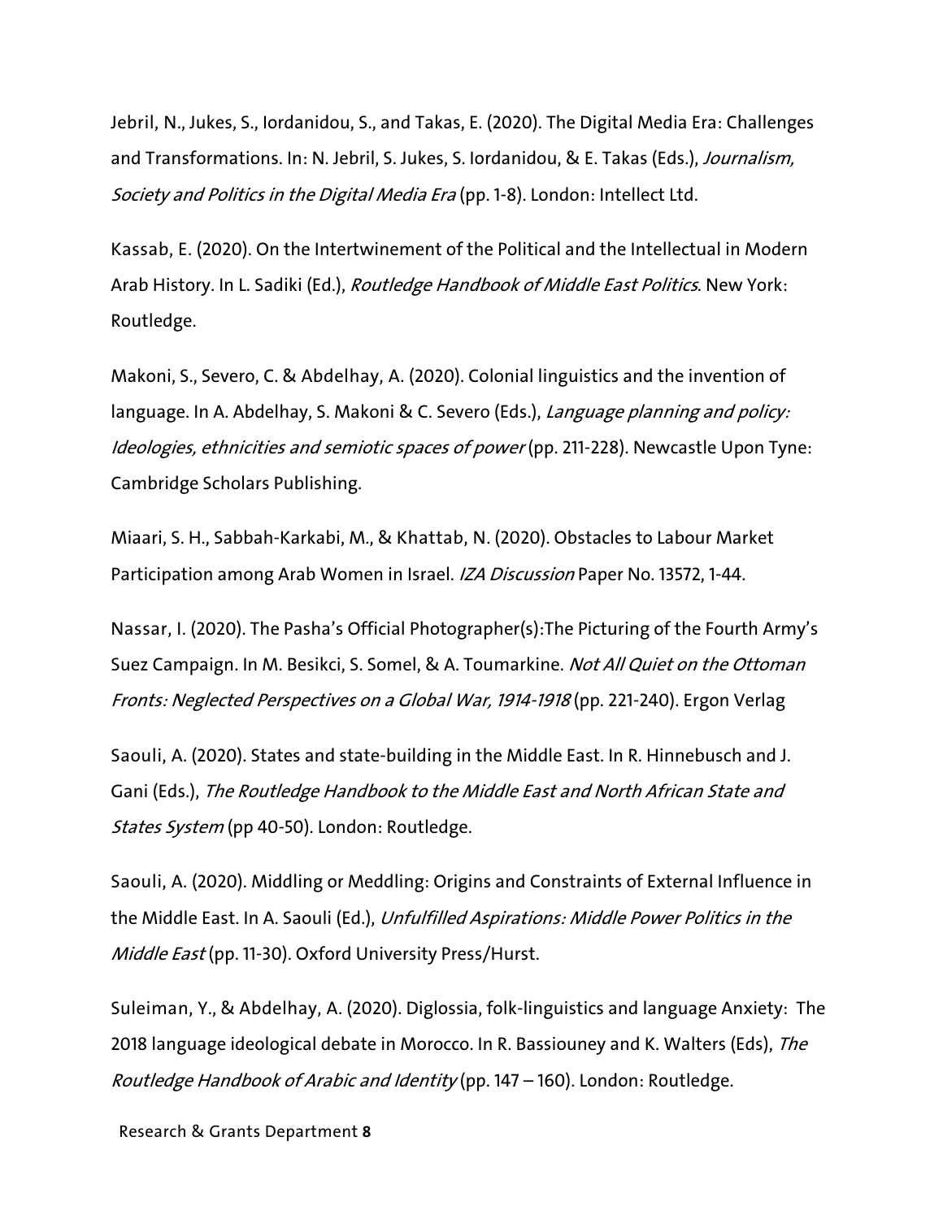Jebril, N., Jukes, S., Iordanidou, S., and Takas, E. (2020). The Digital Media Era: Challenges and Transformations. In: N. Jebril, S. Jukes, S. Iordanidou, & E. Takas (Eds.), *Journalism, Society and Politics in the Digital Media Era* (pp. 1-8). London: Intellect Ltd.

Kassab, E. (2020). On the Intertwinement of the Political and the Intellectual in Modern Arab History. In L. Sadiki (Ed.), *Routledge Handbook of Middle East Politics*. New York: Routledge.

Makoni, S., Severo, C. & Abdelhay, A. (2020). Colonial linguistics and the invention of language. In A. Abdelhay, S. Makoni & C. Severo (Eds.), *Language planning and policy: Ideologies, ethnicities and semiotic spaces of power* (pp. 211-228). Newcastle Upon Tyne: Cambridge Scholars Publishing.

Miaari, S. H., Sabbah-Karkabi, M., & Khattab, N. (2020). Obstacles to Labour Market Participation among Arab Women in Israel. *IZA Discussion* Paper No. 13572, 1-44.

Nassar, I. (2020). The Pasha's Official Photographer(s):The Picturing of the Fourth Army's Suez Campaign. In M. Besikci, S. Somel, & A. Toumarkine. *Not All Quiet on the Ottoman Fronts: Neglected Perspectives on a Global War, 1914-1918* (pp. 221-240). Ergon Verlag

Saouli, A. (2020). States and state-building in the Middle East. In R. Hinnebusch and J. Gani (Eds.), *The Routledge Handbook to the Middle East and North African State and States System* (pp 40-50). London: Routledge.

Saouli, A. (2020). Middling or Meddling: Origins and Constraints of External Influence in the Middle East. In A. Saouli (Ed.), *Unfulfilled Aspirations: Middle Power Politics in the Middle East* (pp. 11-30). Oxford University Press/Hurst.

Suleiman, Y., & Abdelhay, A. (2020). Diglossia, folk-linguistics and language Anxiety: The 2018 language ideological debate in Morocco. In R. Bassiouney and K. Walters (Eds), *The Routledge Handbook of Arabic and Identity* (pp. 147 – 160). London: Routledge.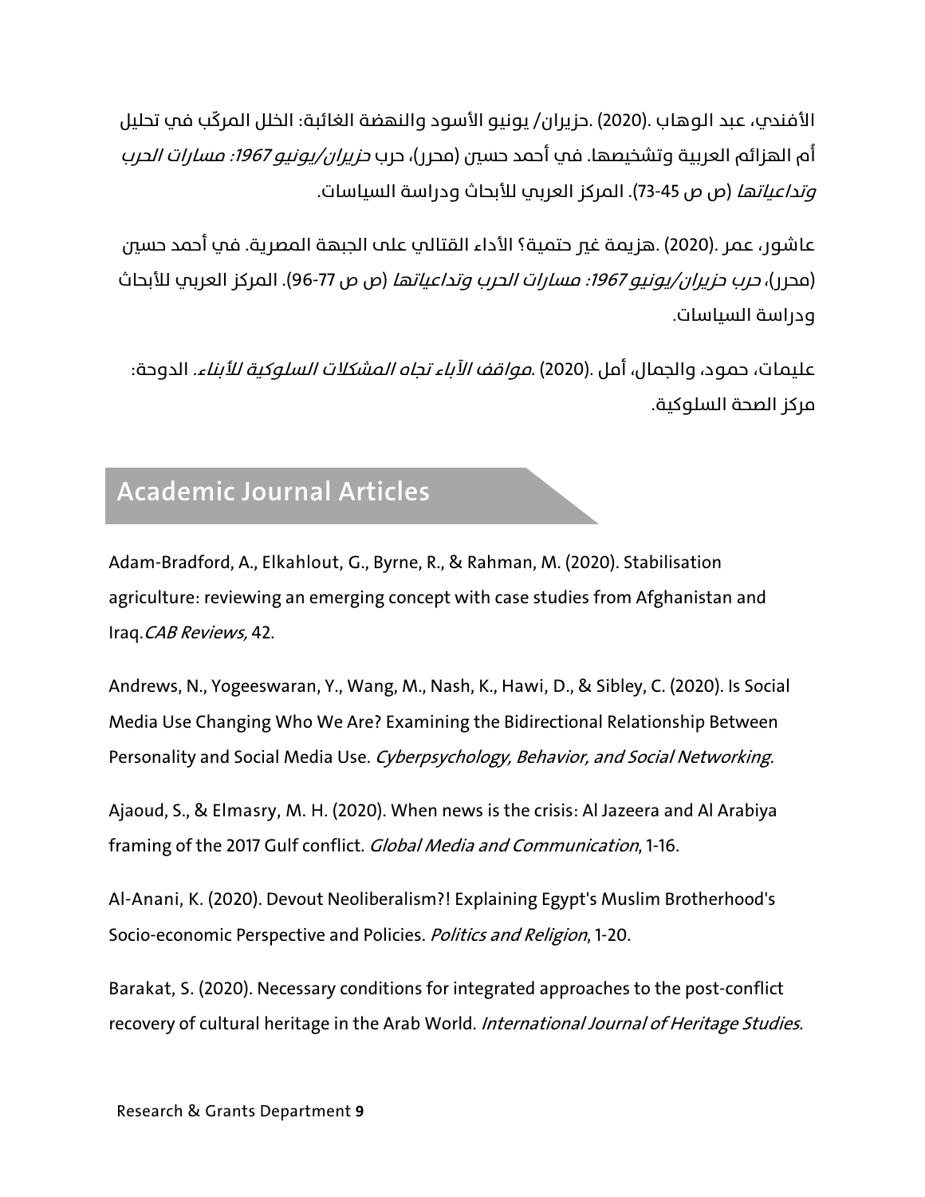الأفندي، عبد الوهاب .(2020) .حزيران/ يونيو الأسود والنهضة الغائبة: الخلل المركّب في تحليل أم الهزائم العربية وتشخيصها. في أحمد حسين (محرر)، حرب *حزيران/يونيو 1967: مسارات الحرب وتداعياتها* (ص ص 45-73). المركز العربي للأبحاث ودراسة السياسات.

عاشور، عمر .(2020) .هزيمة غير حتمية؟ الأداء القتالي على الجبهة المصرية. في أحمد حسين (محرر)، *حرب حزيران/يونيو 1967: مسارات الحرب وتداعياتها* (ص ص 77-96). المركز العربي للأبحاث ودراسة السياسات.

عليمات، حمود، والجمال، أمل .(2020) .*مواقف الآباء تجاه المشكلات السلوكية للأبناء*. الدوحة: مركز الصحة السلوكية.

## Academic Journal Articles

Adam-Bradford, A., Elkahlout, G., Byrne, R., & Rahman, M. (2020). Stabilisation agriculture: reviewing an emerging concept with case studies from Afghanistan and Iraq.*CAB Reviews,* 42.

Andrews, N., Yogeeswaran, Y., Wang, M., Nash, K., Hawi, D., & Sibley, C. (2020). Is Social Media Use Changing Who We Are? Examining the Bidirectional Relationship Between Personality and Social Media Use. *Cyberpsychology, Behavior, and Social Networking.*

Ajaoud, S., & Elmasry, M. H. (2020). When news is the crisis: Al Jazeera and Al Arabiya framing of the 2017 Gulf conflict. *Global Media and Communication*, 1-16.

Al-Anani, K. (2020). Devout Neoliberalism?! Explaining Egypt's Muslim Brotherhood's Socio-economic Perspective and Policies. *Politics and Religion*, 1-20.

Barakat, S. (2020). Necessary conditions for integrated approaches to the post-conflict recovery of cultural heritage in the Arab World. *International Journal of Heritage Studies*.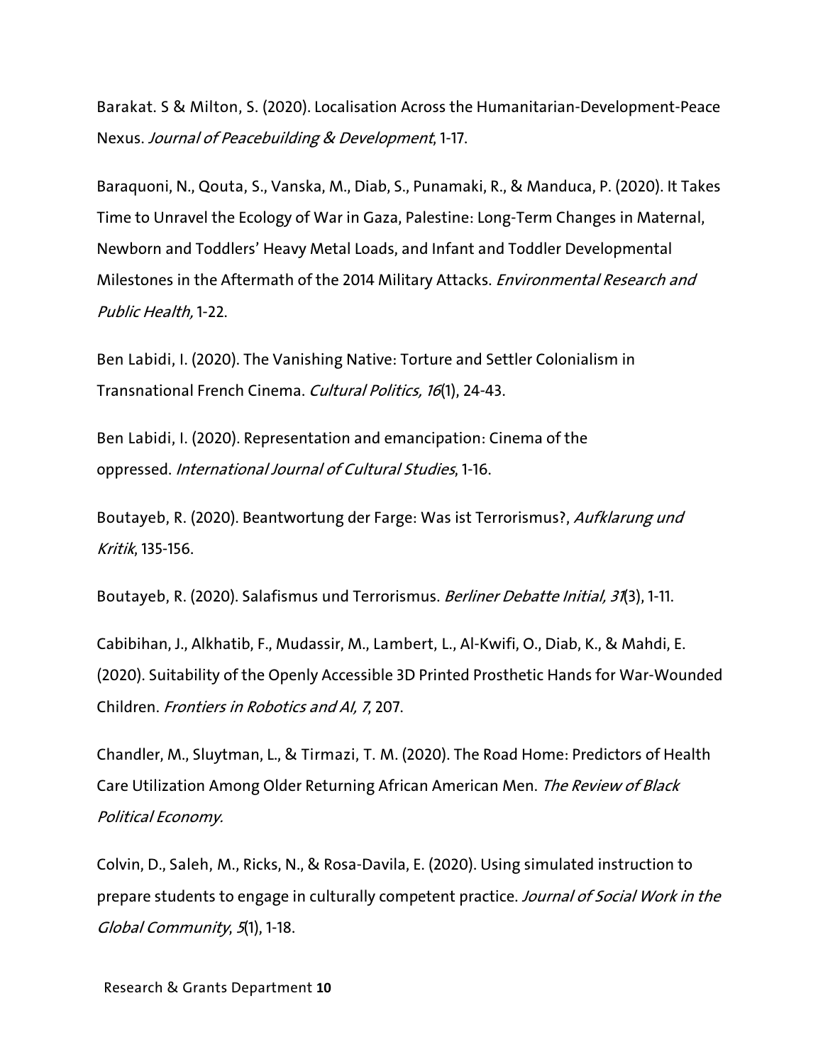Barakat. S & Milton, S. (2020). Localisation Across the Humanitarian-Development-Peace Nexus. *Journal of Peacebuilding & Development*, 1-17.

Baraquoni, N., Qouta, S., Vanska, M., Diab, S., Punamaki, R., & Manduca, P. (2020). It Takes Time to Unravel the Ecology of War in Gaza, Palestine: Long-Term Changes in Maternal, Newborn and Toddlers' Heavy Metal Loads, and Infant and Toddler Developmental Milestones in the Aftermath of the 2014 Military Attacks. *Environmental Research and Public Health,* 1-22.

Ben Labidi, I. (2020). The Vanishing Native: Torture and Settler Colonialism in Transnational French Cinema. *Cultural Politics, 16*(1), 24-43.

Ben Labidi, I. (2020). Representation and emancipation: Cinema of the oppressed. *International Journal of Cultural Studies*, 1-16.

Boutayeb, R. (2020). Beantwortung der Farge: Was ist Terrorismus?, *Aufklarung und Kritik*, 135-156.

Boutayeb, R. (2020). Salafismus und Terrorismus. *Berliner Debatte Initial, 31*(3), 1-11.

Cabibihan, J., Alkhatib, F., Mudassir, M., Lambert, L., Al-Kwifi, O., Diab, K., & Mahdi, E. (2020). Suitability of the Openly Accessible 3D Printed Prosthetic Hands for War-Wounded Children. *Frontiers in Robotics and AI, 7*, 207.

Chandler, M., Sluytman, L., & Tirmazi, T. M. (2020). The Road Home: Predictors of Health Care Utilization Among Older Returning African American Men. *The Review of Black Political Economy.*

Colvin, D., Saleh, M., Ricks, N., & Rosa-Davila, E. (2020). Using simulated instruction to prepare students to engage in culturally competent practice. *Journal of Social Work in the Global Community*, *5*(1), 1-18.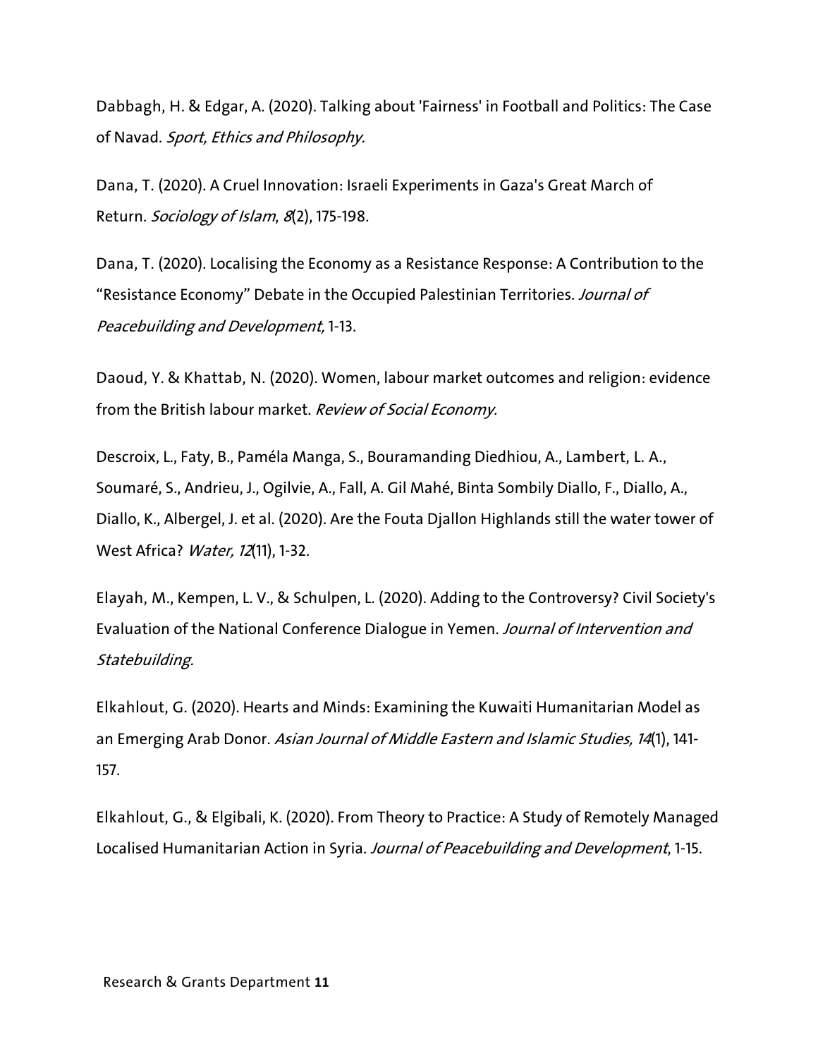Dabbagh, H. & Edgar, A. (2020). Talking about 'Fairness' in Football and Politics: The Case of Navad. *Sport, Ethics and Philosophy.*

Dana, T. (2020). A Cruel Innovation: Israeli Experiments in Gaza's Great March of Return. *Sociology of Islam*, *8*(2), 175-198.

Dana, T. (2020). Localising the Economy as a Resistance Response: A Contribution to the "Resistance Economy" Debate in the Occupied Palestinian Territories. *Journal of Peacebuilding and Development,* 1-13.

Daoud, Y. & Khattab, N. (2020). Women, labour market outcomes and religion: evidence from the British labour market. *Review of Social Economy.*

Descroix, L., Faty, B., Paméla Manga, S., Bouramanding Diedhiou, A., Lambert, L. A., Soumaré, S., Andrieu, J., Ogilvie, A., Fall, A. Gil Mahé, Binta Sombily Diallo, F., Diallo, A., Diallo, K., Albergel, J. et al. (2020). Are the Fouta Djallon Highlands still the water tower of West Africa? *Water, 12*(11), 1-32.

Elayah, M., Kempen, L. V., & Schulpen, L. (2020). Adding to the Controversy? Civil Society's Evaluation of the National Conference Dialogue in Yemen. *Journal of Intervention and Statebuilding.*

Elkahlout, G. (2020). Hearts and Minds: Examining the Kuwaiti Humanitarian Model as an Emerging Arab Donor. *Asian Journal of Middle Eastern and Islamic Studies, 14*(1), 141-157.

Elkahlout, G., & Elgibali, K. (2020). From Theory to Practice: A Study of Remotely Managed Localised Humanitarian Action in Syria. *Journal of Peacebuilding and Development*, 1-15.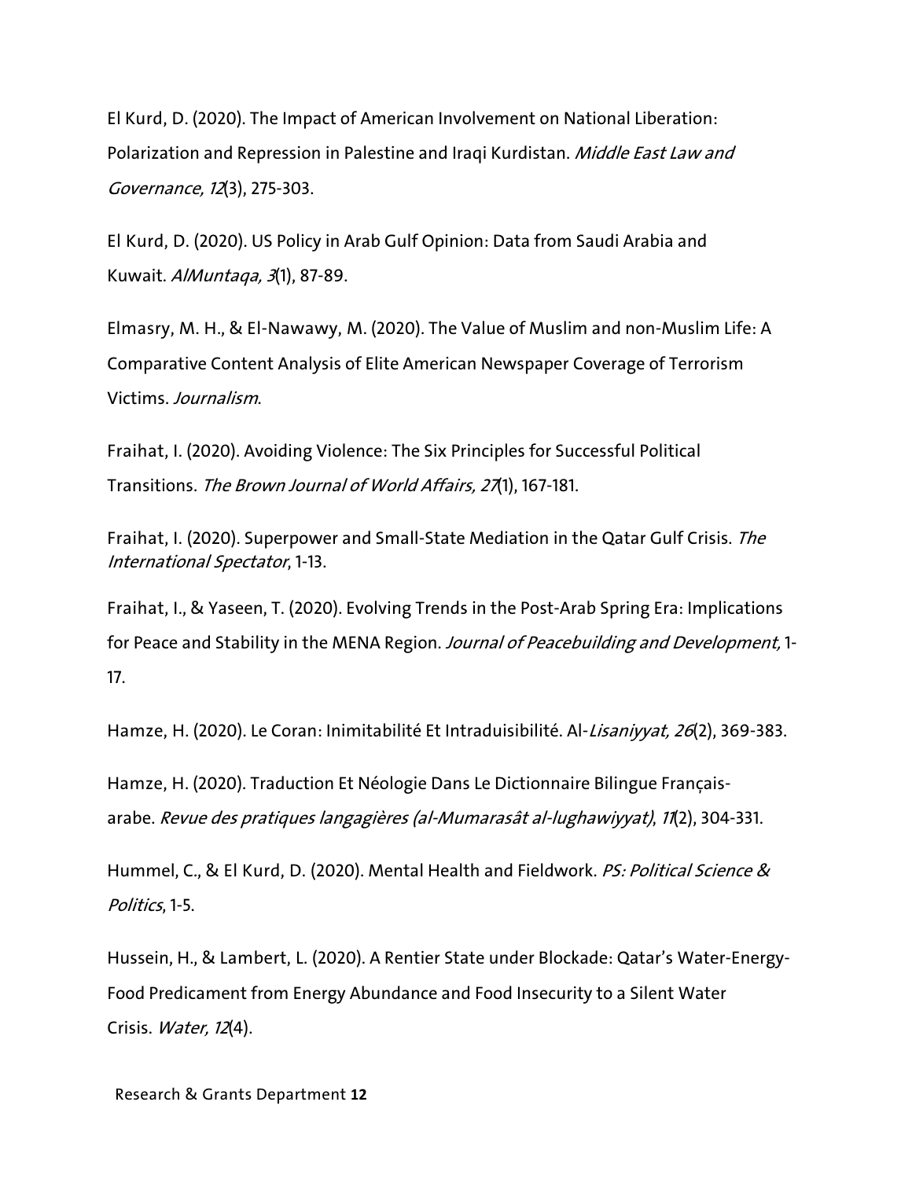El Kurd, D. (2020). The Impact of American Involvement on National Liberation: Polarization and Repression in Palestine and Iraqi Kurdistan. *Middle East Law and Governance, 12*(3), 275-303.

El Kurd, D. (2020). US Policy in Arab Gulf Opinion: Data from Saudi Arabia and Kuwait. *AlMuntaqa, 3*(1), 87-89.

Elmasry, M. H., & El-Nawawy, M. (2020). The Value of Muslim and non-Muslim Life: A Comparative Content Analysis of Elite American Newspaper Coverage of Terrorism Victims. *Journalism*.

Fraihat, I. (2020). Avoiding Violence: The Six Principles for Successful Political Transitions. *The Brown Journal of World Affairs, 27*(1), 167-181.

Fraihat, I. (2020). Superpower and Small-State Mediation in the Qatar Gulf Crisis. *The International Spectator*, 1-13.

Fraihat, I., & Yaseen, T. (2020). Evolving Trends in the Post-Arab Spring Era: Implications for Peace and Stability in the MENA Region. *Journal of Peacebuilding and Development,* 1-17.

Hamze, H. (2020). Le Coran: Inimitabilité Et Intraduisibilité. Al-*Lisaniyyat, 26*(2), 369-383.

Hamze, H. (2020). Traduction Et Néologie Dans Le Dictionnaire Bilingue Français-arabe. *Revue des pratiques langagières (al-Mumarasât al-lughawiyyat)*, *11*(2), 304-331.

Hummel, C., & El Kurd, D. (2020). Mental Health and Fieldwork. *PS: Political Science & Politics*, 1-5.

Hussein, H., & Lambert, L. (2020). A Rentier State under Blockade: Qatar's Water-Energy-Food Predicament from Energy Abundance and Food Insecurity to a Silent Water Crisis. *Water, 12*(4).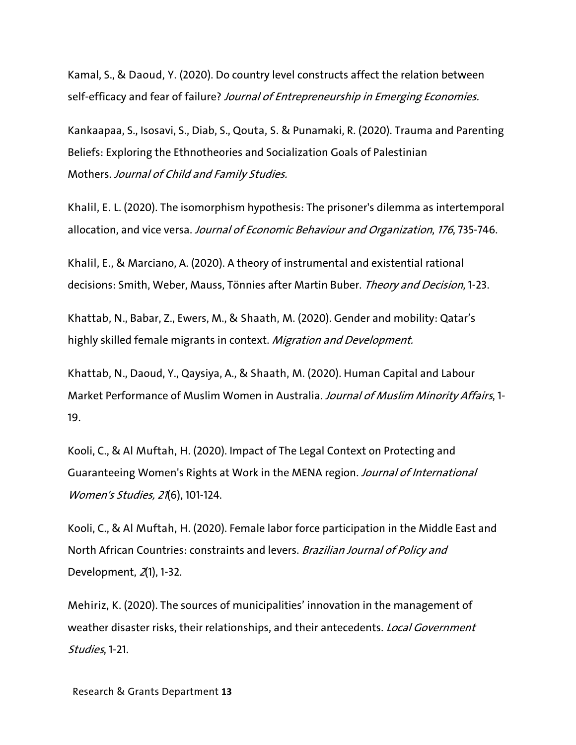Kamal, S., & Daoud, Y. (2020). Do country level constructs affect the relation between self-efficacy and fear of failure? *Journal of Entrepreneurship in Emerging Economies.*

Kankaapaa, S., Isosavi, S., Diab, S., Qouta, S. & Punamaki, R. (2020). Trauma and Parenting Beliefs: Exploring the Ethnotheories and Socialization Goals of Palestinian Mothers. *Journal of Child and Family Studies.*

Khalil, E. L. (2020). The isomorphism hypothesis: The prisoner's dilemma as intertemporal allocation, and vice versa. *Journal of Economic Behaviour and Organization*, *176*, 735-746.

Khalil, E., & Marciano, A. (2020). A theory of instrumental and existential rational decisions: Smith, Weber, Mauss, Tönnies after Martin Buber. *Theory and Decision*, 1-23.

Khattab, N., Babar, Z., Ewers, M., & Shaath, M. (2020). Gender and mobility: Qatar's highly skilled female migrants in context. *Migration and Development.*

Khattab, N., Daoud, Y., Qaysiya, A., & Shaath, M. (2020). Human Capital and Labour Market Performance of Muslim Women in Australia. *Journal of Muslim Minority Affairs*, 1-19.

Kooli, C., & Al Muftah, H. (2020). Impact of The Legal Context on Protecting and Guaranteeing Women's Rights at Work in the MENA region. *Journal of International Women's Studies, 21*(6), 101-124.

Kooli, C., & Al Muftah, H. (2020). Female labor force participation in the Middle East and North African Countries: constraints and levers. *Brazilian Journal of Policy and* Development, *2*(1), 1-32.

Mehiriz, K. (2020). The sources of municipalities' innovation in the management of weather disaster risks, their relationships, and their antecedents. *Local Government Studies*, 1-21.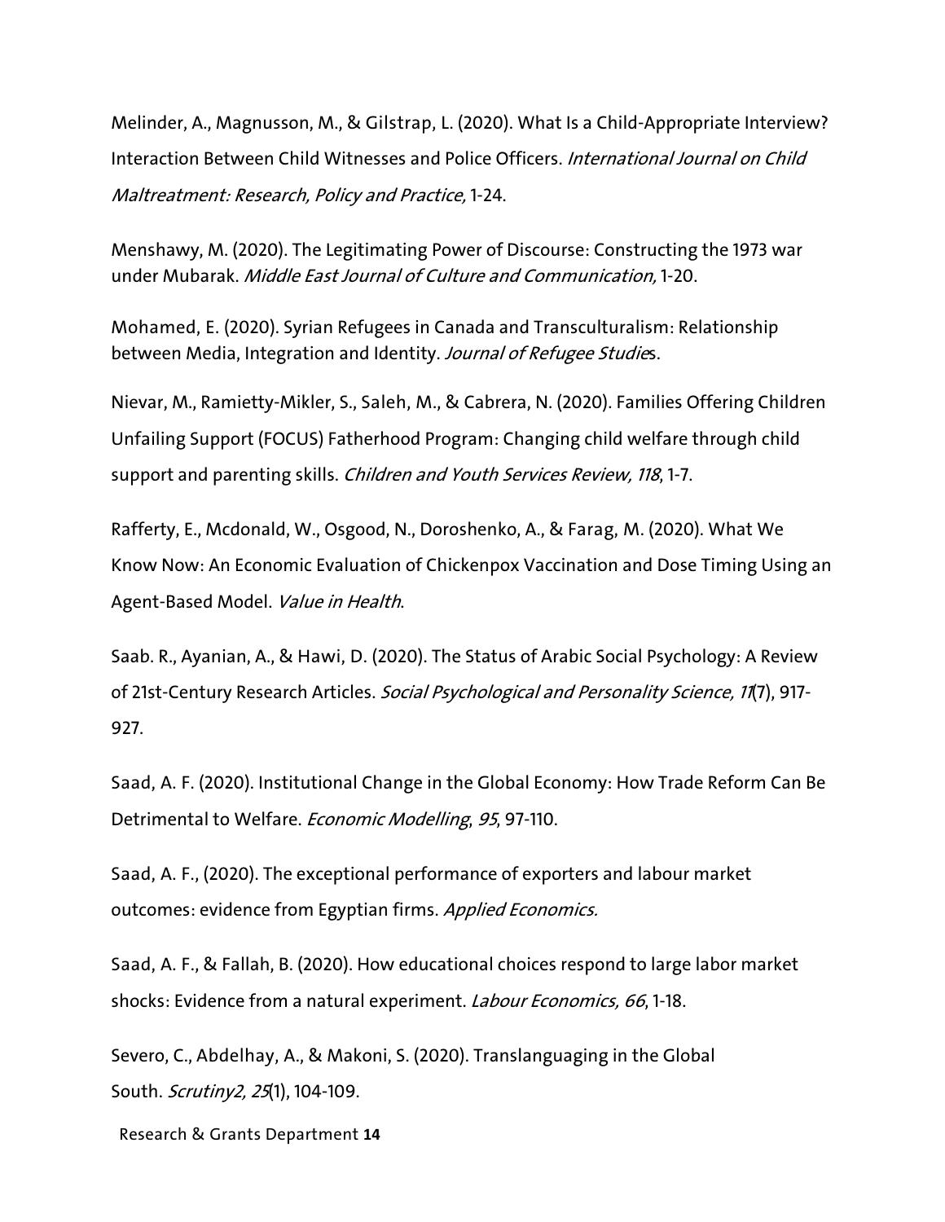Melinder, A., Magnusson, M., & Gilstrap, L. (2020). What Is a Child-Appropriate Interview? Interaction Between Child Witnesses and Police Officers. *International Journal on Child Maltreatment: Research, Policy and Practice,* 1-24.

Menshawy, M. (2020). The Legitimating Power of Discourse: Constructing the 1973 war under Mubarak. *Middle East Journal of Culture and Communication,* 1-20.

Mohamed, E. (2020). Syrian Refugees in Canada and Transculturalism: Relationship between Media, Integration and Identity. *Journal of Refugee Studie*s.

Nievar, M., Ramietty-Mikler, S., Saleh, M., & Cabrera, N. (2020). Families Offering Children Unfailing Support (FOCUS) Fatherhood Program: Changing child welfare through child support and parenting skills. *Children and Youth Services Review, 118*, 1-7.

Rafferty, E., Mcdonald, W., Osgood, N., Doroshenko, A., & Farag, M. (2020). What We Know Now: An Economic Evaluation of Chickenpox Vaccination and Dose Timing Using an Agent-Based Model. *Value in Health*.

Saab. R., Ayanian, A., & Hawi, D. (2020). The Status of Arabic Social Psychology: A Review of 21st-Century Research Articles. *Social Psychological and Personality Science, 11*(7), 917-927.

Saad, A. F. (2020). Institutional Change in the Global Economy: How Trade Reform Can Be Detrimental to Welfare. *Economic Modelling*, *95*, 97-110.

Saad, A. F., (2020). The exceptional performance of exporters and labour market outcomes: evidence from Egyptian firms. *Applied Economics.*

Saad, A. F., & Fallah, B. (2020). How educational choices respond to large labor market shocks: Evidence from a natural experiment. *Labour Economics, 66*, 1-18.

Severo, C., Abdelhay, A., & Makoni, S. (2020). Translanguaging in the Global South. *Scrutiny2, 25*(1), 104-109.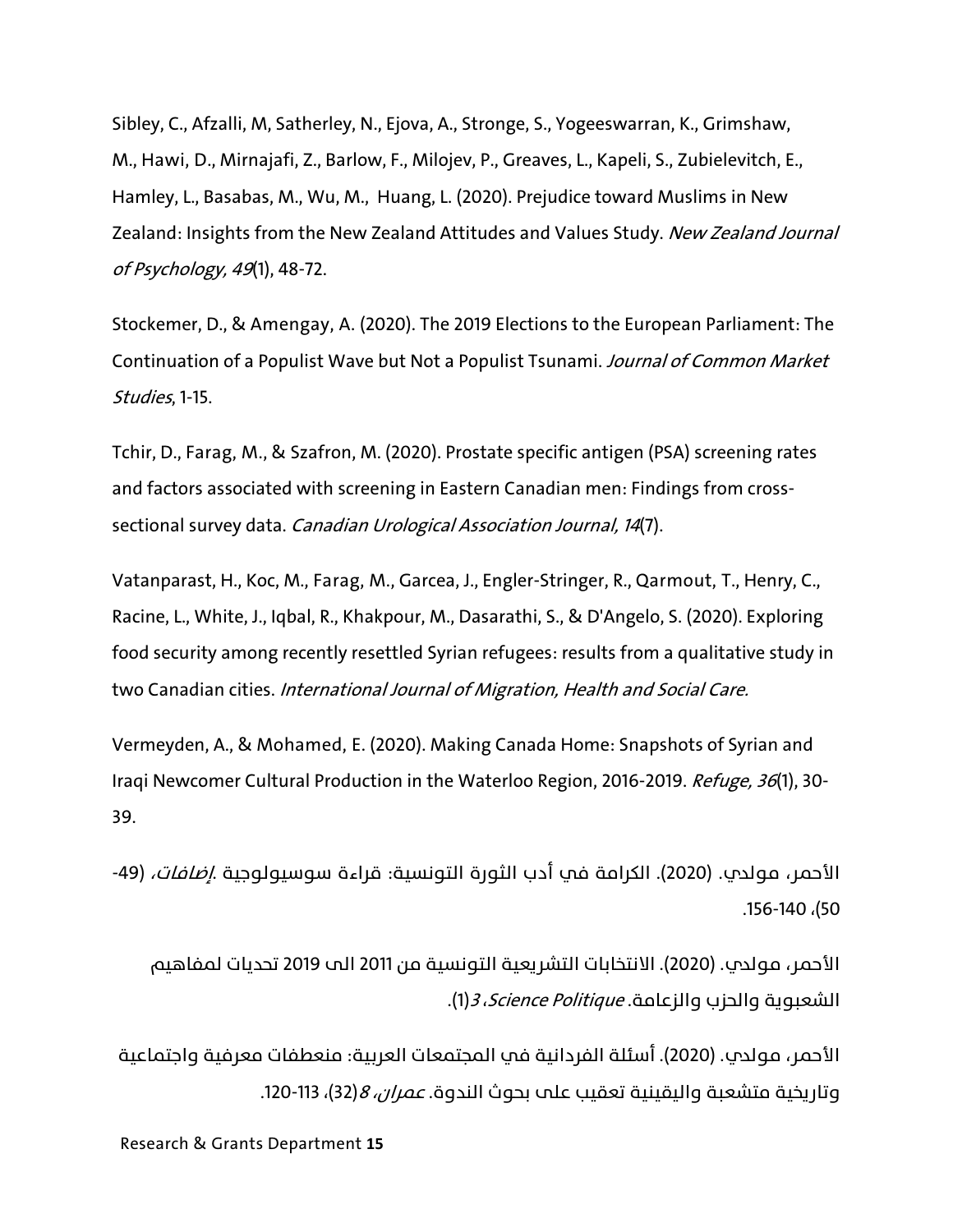Sibley, C., Afzalli, M, Satherley, N., Ejova, A., Stronge, S., Yogeeswarran, K., Grimshaw, M., Hawi, D., Mirnajafi, Z., Barlow, F., Milojev, P., Greaves, L., Kapeli, S., Zubielevitch, E., Hamley, L., Basabas, M., Wu, M., Huang, L. (2020). Prejudice toward Muslims in New Zealand: Insights from the New Zealand Attitudes and Values Study. *New Zealand Journal of Psychology, 49*(1), 48-72.

Stockemer, D., & Amengay, A. (2020). The 2019 Elections to the European Parliament: The Continuation of a Populist Wave but Not a Populist Tsunami. *Journal of Common Market Studies*, 1-15.

Tchir, D., Farag, M., & Szafron, M. (2020). Prostate specific antigen (PSA) screening rates and factors associated with screening in Eastern Canadian men: Findings from cross-sectional survey data. *Canadian Urological Association Journal, 14*(7).

Vatanparast, H., Koc, M., Farag, M., Garcea, J., Engler-Stringer, R., Qarmout, T., Henry, C., Racine, L., White, J., Iqbal, R., Khakpour, M., Dasarathi, S., & D'Angelo, S. (2020). Exploring food security among recently resettled Syrian refugees: results from a qualitative study in two Canadian cities. *International Journal of Migration, Health and Social Care.*

Vermeyden, A., & Mohamed, E. (2020). Making Canada Home: Snapshots of Syrian and Iraqi Newcomer Cultural Production in the Waterloo Region, 2016-2019. *Refuge, 36*(1), 30-39.

الأحمر، مولدي. (2020). الكرامة في أدب الثورة التونسية: قراءة سوسيولوجية .*إضافات*، (49-50)، 140-156.

الأحمر، مولدي. (2020). الانتخابات التشريعية التونسية من 2011 الى 2019 تحديات لمفاهيم الشعبوية والحزب والزعامة. *Science Politique*، *3*(1).

الأحمر، مولدي. (2020). أسئلة الفردانية في المجتمعات العربية: منعطفات معرفية واجتماعية وتاريخية متشعبة واليقينية تعقيب على بحوث الندوة. *عمران*، *8*(32)، 113-120.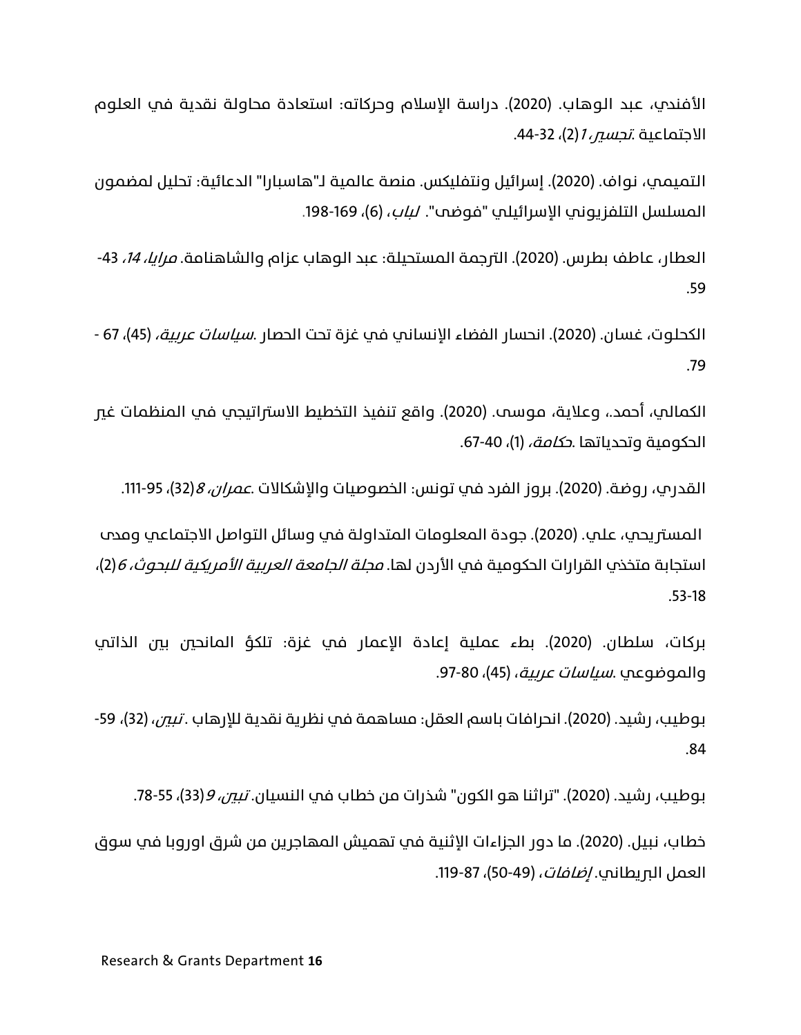الأفندي، عبد الوهاب. (2020). دراسة الإسلام وحركاته: استعادة محاولة نقدية في العلوم الاجتماعية. *تجسير، 1*(2)، 32-44.

التميمي، نواف. (2020). إسرائيل ونتفليكس. منصة عالمية لـ"هاسبارا" الدعائية: تحليل لمضمون المسلسل التلفزيوني الإسرائيلي "فوضى". *لباب*، (6)، 169-198.

العطار، عاطف بطرس. (2020). الترجمة المستحيلة: عبد الوهاب عزام والشاهنامة. *مرايا، 14*، 43-59.

الكحلوت، غسان. (2020). انحسار الفضاء الإنساني في غزة تحت الحصار. *سياسات عربية*، (45)، 67 - 79.

الكمالي، أحمد.، وعلاية، موسى. (2020). واقع تنفيذ التخطيط الاستراتيجي في المنظمات غير الحكومية وتحدياتها. *حكامة*، (1)، 40-67.

القدري، روضة. (2020). بروز الفرد في تونس: الخصوصيات والإشكالات. *عمران، 8*(32)، 95-111.

المستريحي، علي. (2020). جودة المعلومات المتداولة في وسائل التواصل الاجتماعي ومدى استجابة متخذي القرارات الحكومية في الأردن لها. *مجلة الجامعة العربية الأمريكية للبحوث، 6*(2)، 18-53.

بركات، سلطان. (2020). بطء عملية إعادة الإعمار في غزة: تلكؤ المانحين بين الذاتي والموضوعي. *سياسات عربية*، (45)، 80-97.

بوطيب، رشيد. (2020). انحرافات باسم العقل: مساهمة في نظرية نقدية للإرهاب. *تبين*، (32)، 59-84.

بوطيب، رشيد. (2020). "تراثنا هو الكون" شذرات من خطاب في النسيان. *تبين، 9*(33)، 55-78.

خطاب، نبيل. (2020). ما دور الجزاءات الإثنية في تهميش المهاجرين من شرق اوروبا في سوق العمل البريطاني. *إضافات*، (49-50)، 87-119.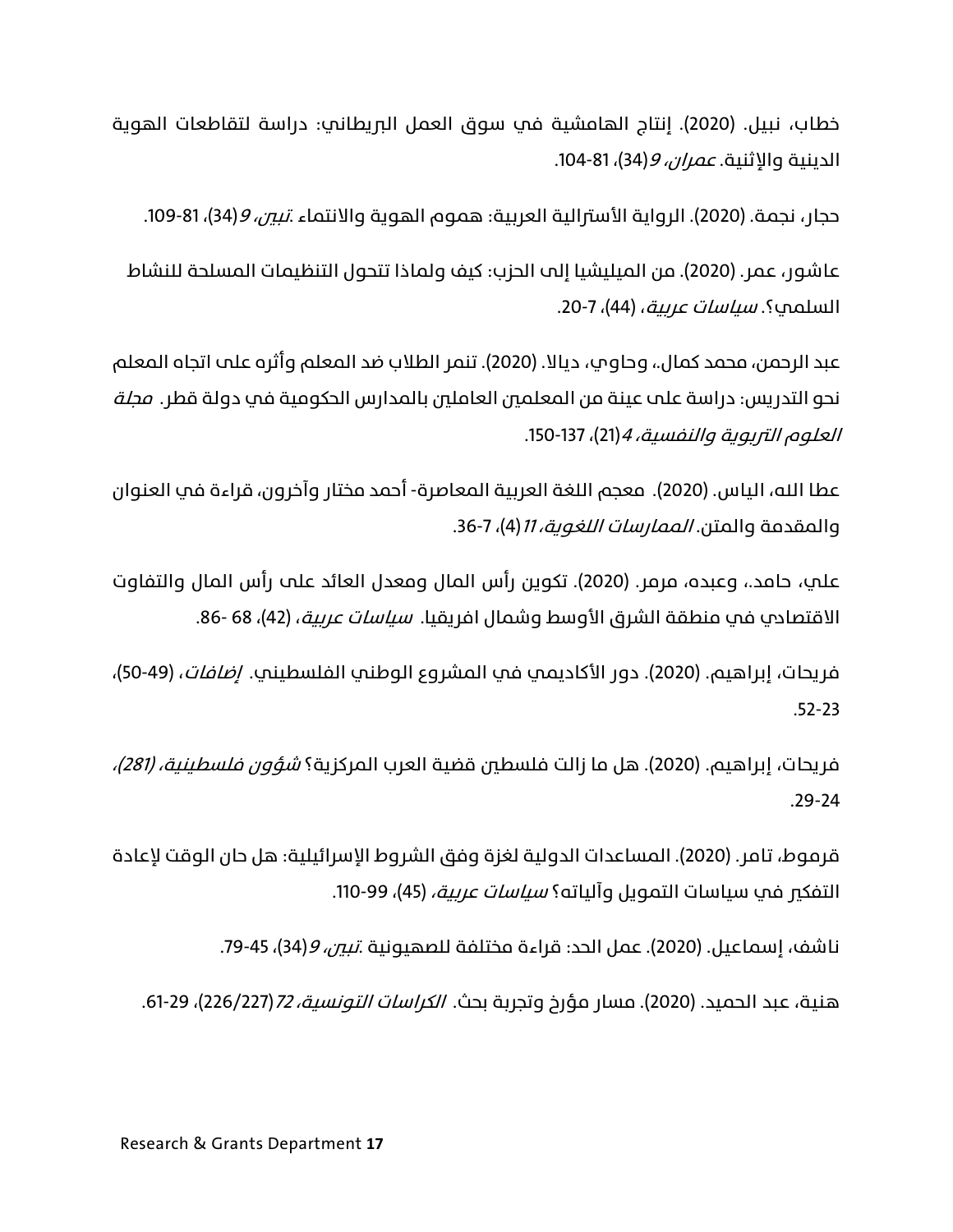خطاب، نبيل. (2020). إنتاج الهامشية في سوق العمل البريطاني: دراسة لتقاطعات الهوية الدينية والإثنية. *عمران، 9*(34)، 81-104.

حجار، نجمة. (2020). الرواية الأسترالية العربية: هموم الهوية والانتماء. *تبين، 9*(34)، 81-109.

عاشور، عمر. (2020). من الميليشيا إلى الحزب: كيف ولماذا تتحول التنظيمات المسلحة للنشاط السلمي؟. *سياسات عربية*، (44)، 7-20.

عبد الرحمن، محمد كمال.، وحاوي، ديالا. (2020). تنمر الطلاب ضد المعلم وأثره على اتجاه المعلم نحو التدريس: دراسة على عينة من المعلمين العاملين بالمدارس الحكومية في دولة قطر. *مجلة العلوم التربوية والنفسية، 4*(21)، 137-150.

عطا الله، الياس. (2020). معجم اللغة العربية المعاصرة- أحمد مختار وآخرون، قراءة في العنوان والمقدمة والمتن. *الممارسات اللغوية، 11*(4)، 7-36.

علي، حامد.، وعبده، مرمر. (2020). تكوين رأس المال ومعدل العائد على رأس المال والتفاوت الاقتصادي في منطقة الشرق الأوسط وشمال افريقيا. *سياسات عربية*، (42)، 68 -86.

فريحات، إبراهيم. (2020). دور الأكاديمي في المشروع الوطني الفلسطيني. *إضافات*، (49-50)، 23-52.

فريحات، إبراهيم. (2020). هل ما زالت فلسطين قضية العرب المركزية؟ *شؤون فلسطينية، (281)*، 24-29.

قرموط، تامر. (2020). المساعدات الدولية لغزة وفق الشروط الإسرائيلية: هل حان الوقت لإعادة التفكير في سياسات التمويل وآلياته؟ *سياسات عربية*، (45)، 99-110.

ناشف، إسماعيل. (2020). عمل الحد: قراءة مختلفة للصهيونية. *تبين، 9*(34)، 45-79.

هنية، عبد الحميد. (2020). مسار مؤرخ وتجربة بحث. *الكراسات التونسية، 72*(226/227)، 29-61.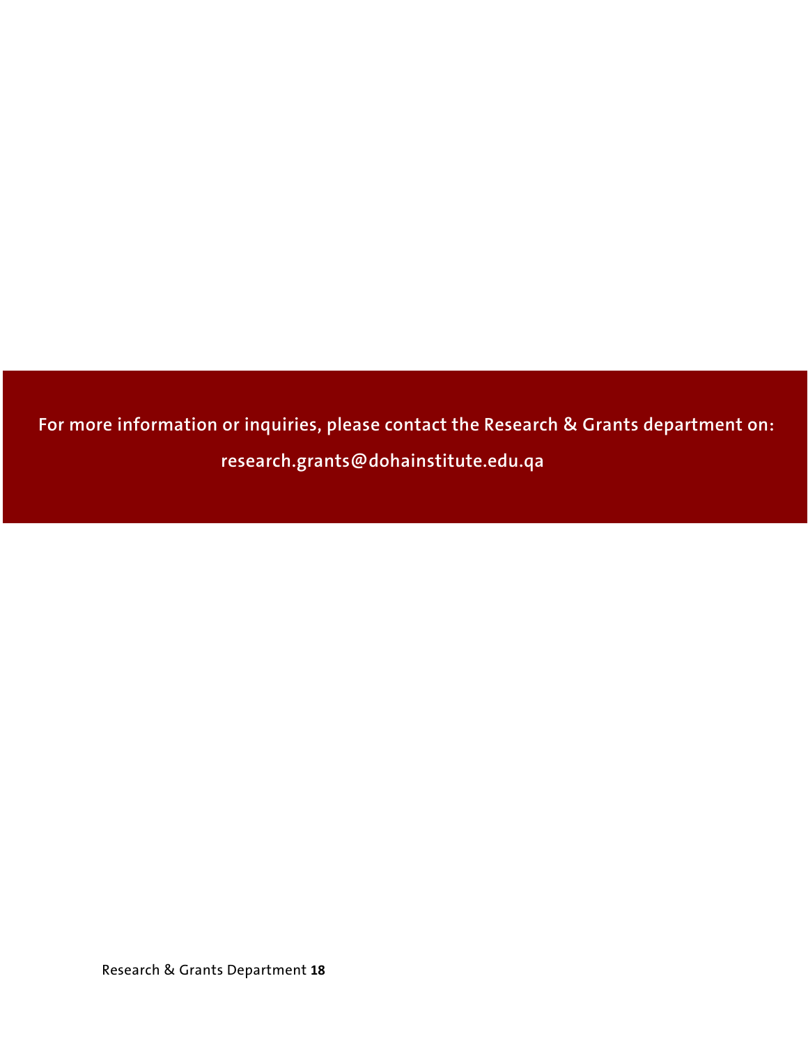**For more information or inquiries, please contact the Research & Grants department on:**

**research.grants@dohainstitute.edu.qa**